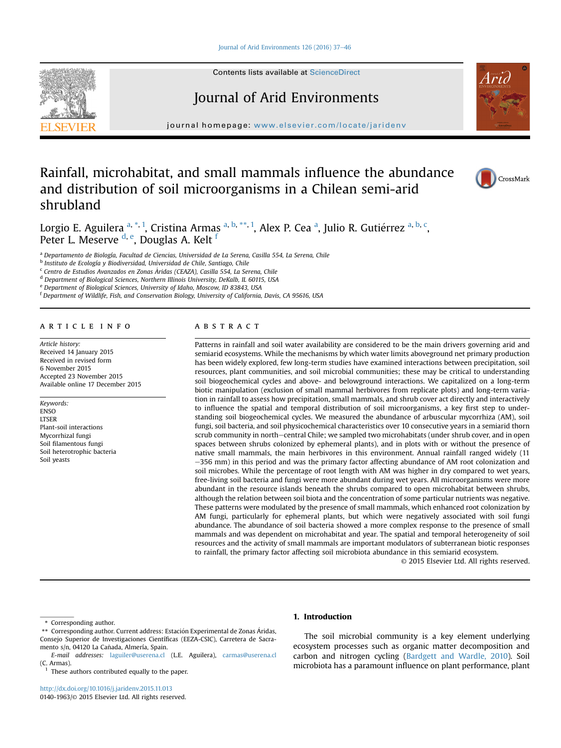# Rainfall, microhabitat, and small mammals influence the abundance and distribution of soil microorganisms in a Chilean semi-arid shrubland

Lorgio E. Aguilera [a, *, 1], Cristina Armas [a, b, **, 1], Alex P. Cea [a], Julio R. Gutiérrez [a, b, c], Peter L. Meserve [d, e], Douglas A. Kelt [f]

[a] Departamento de Biología, Facultad de Ciencias, Universidad de La Serena, Casilla 554, La Serena, Chile
[b] Instituto de Ecología y Biodiversidad, Universidad de Chile, Santiago, Chile
[c] Centro de Estudios Avanzados en Zonas Áridas (CEAZA), Casilla 554, La Serena, Chile
[d] Department of Biological Sciences, Northern Illinois University, DeKalb, IL 60115, USA
[e] Department of Biological Sciences, University of Idaho, Moscow, ID 83843, USA
[f] Department of Wildlife, Fish, and Conservation Biology, University of California, Davis, CA 95616, USA

## ARTICLE INFO

*Article history:*
Received 14 January 2015
Received in revised form
6 November 2015
Accepted 23 November 2015
Available online 17 December 2015

*Keywords:*
ENSO
LTSER
Plant-soil interactions
Mycorrhizal fungi
Soil filamentous fungi
Soil heterotrophic bacteria
Soil yeasts

## ABSTRACT

Patterns in rainfall and soil water availability are considered to be the main drivers governing arid and semiarid ecosystems. While the mechanisms by which water limits aboveground net primary production has been widely explored, few long-term studies have examined interactions between precipitation, soil resources, plant communities, and soil microbial communities; these may be critical to understanding soil biogeochemical cycles and above- and belowground interactions. We capitalized on a long-term biotic manipulation (exclusion of small mammal herbivores from replicate plots) and long-term variation in rainfall to assess how precipitation, small mammals, and shrub cover act directly and interactively to influence the spatial and temporal distribution of soil microorganisms, a key first step to understanding soil biogeochemical cycles. We measured the abundance of arbuscular mycorrhiza (AM), soil fungi, soil bacteria, and soil physicochemical characteristics over 10 consecutive years in a semiarid thorn scrub community in north−central Chile; we sampled two microhabitats (under shrub cover, and in open spaces between shrubs colonized by ephemeral plants), and in plots with or without the presence of native small mammals, the main herbivores in this environment. Annual rainfall ranged widely (11−356 mm) in this period and was the primary factor affecting abundance of AM root colonization and soil microbes. While the percentage of root length with AM was higher in dry compared to wet years, free-living soil bacteria and fungi were more abundant during wet years. All microorganisms were more abundant in the resource islands beneath the shrubs compared to open microhabitat between shrubs, although the relation between soil biota and the concentration of some particular nutrients was negative. These patterns were modulated by the presence of small mammals, which enhanced root colonization by AM fungi, particularly for ephemeral plants, but which were negatively associated with soil fungi abundance. The abundance of soil bacteria showed a more complex response to the presence of small mammals and was dependent on microhabitat and year. The spatial and temporal heterogeneity of soil resources and the activity of small mammals are important modulators of subterranean biotic responses to rainfall, the primary factor affecting soil microbiota abundance in this semiarid ecosystem.

© 2015 Elsevier Ltd. All rights reserved.

## 1. Introduction

The soil microbial community is a key element underlying ecosystem processes such as organic matter decomposition and carbon and nitrogen cycling (Bardgett and Wardle, 2010). Soil microbiota has a paramount influence on plant performance, plant

---

\* Corresponding author.
\*\* Corresponding author. Current address: Estación Experimental de Zonas Áridas, Consejo Superior de Investigaciones Científicas (EEZA-CSIC), Carretera de Sacramento s/n, 04120 La Cañada, Almería, Spain.
*E-mail addresses:* laguiler@userena.cl (L.E. Aguilera), carmas@userena.cl (C. Armas).
[1] These authors contributed equally to the paper.

http://dx.doi.org/10.1016/j.jaridenv.2015.11.013
0140-1963/© 2015 Elsevier Ltd. All rights reserved.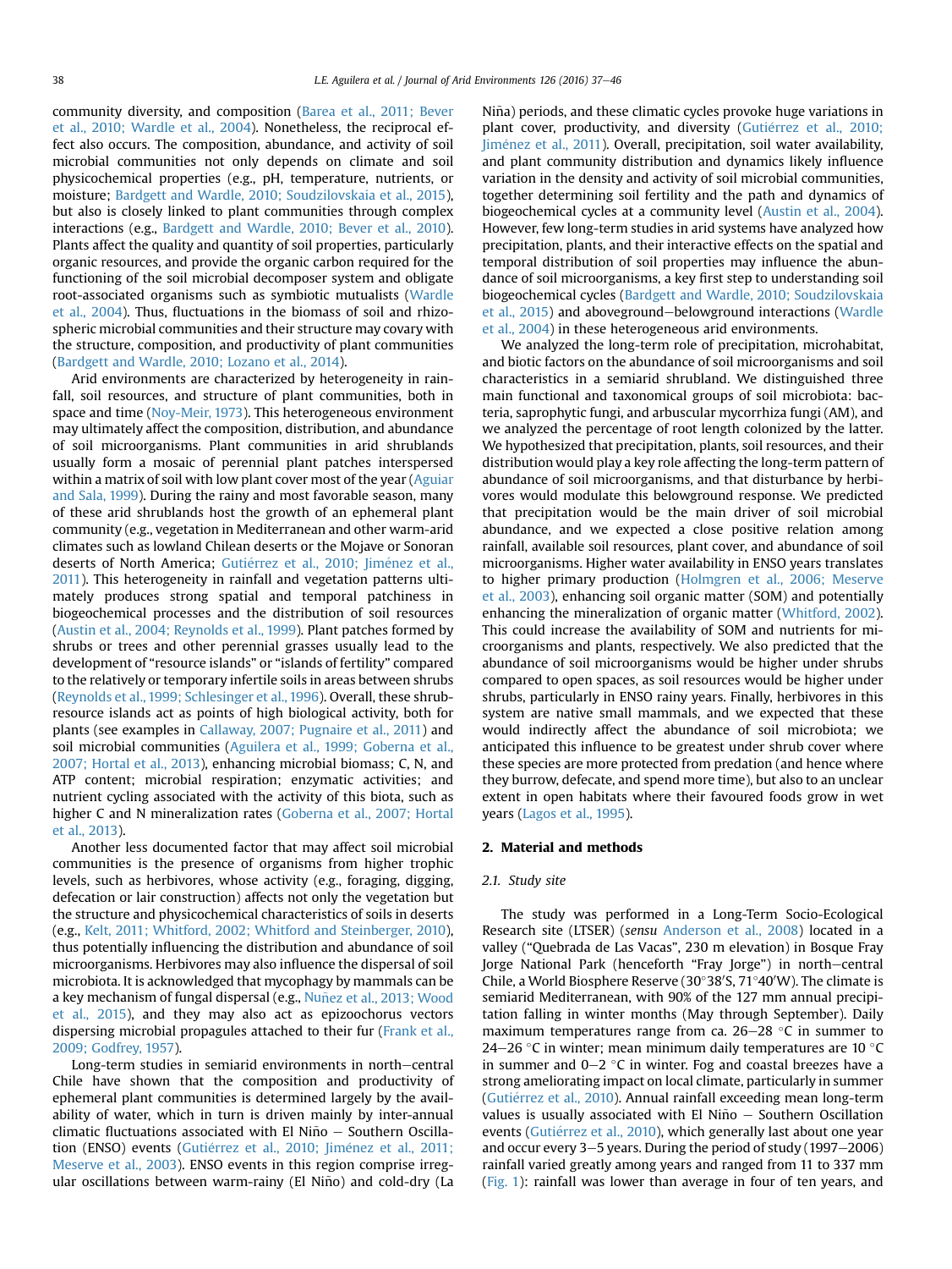community diversity, and composition (Barea et al., 2011; Bever et al., 2010; Wardle et al., 2004). Nonetheless, the reciprocal effect also occurs. The composition, abundance, and activity of soil microbial communities not only depends on climate and soil physicochemical properties (e.g., pH, temperature, nutrients, or moisture; Bardgett and Wardle, 2010; Soudzilovskaia et al., 2015), but also is closely linked to plant communities through complex interactions (e.g., Bardgett and Wardle, 2010; Bever et al., 2010). Plants affect the quality and quantity of soil properties, particularly organic resources, and provide the organic carbon required for the functioning of the soil microbial decomposer system and obligate root-associated organisms such as symbiotic mutualists (Wardle et al., 2004). Thus, fluctuations in the biomass of soil and rhizospheric microbial communities and their structure may covary with the structure, composition, and productivity of plant communities (Bardgett and Wardle, 2010; Lozano et al., 2014).

Arid environments are characterized by heterogeneity in rainfall, soil resources, and structure of plant communities, both in space and time (Noy-Meir, 1973). This heterogeneous environment may ultimately affect the composition, distribution, and abundance of soil microorganisms. Plant communities in arid shrublands usually form a mosaic of perennial plant patches interspersed within a matrix of soil with low plant cover most of the year (Aguiar and Sala, 1999). During the rainy and most favorable season, many of these arid shrublands host the growth of an ephemeral plant community (e.g., vegetation in Mediterranean and other warm-arid climates such as lowland Chilean deserts or the Mojave or Sonoran deserts of North America; Gutiérrez et al., 2010; Jiménez et al., 2011). This heterogeneity in rainfall and vegetation patterns ultimately produces strong spatial and temporal patchiness in biogeochemical processes and the distribution of soil resources (Austin et al., 2004; Reynolds et al., 1999). Plant patches formed by shrubs or trees and other perennial grasses usually lead to the development of "resource islands" or "islands of fertility" compared to the relatively or temporary infertile soils in areas between shrubs (Reynolds et al., 1999; Schlesinger et al., 1996). Overall, these shrub-resource islands act as points of high biological activity, both for plants (see examples in Callaway, 2007; Pugnaire et al., 2011) and soil microbial communities (Aguilera et al., 1999; Goberna et al., 2007; Hortal et al., 2013), enhancing microbial biomass; C, N, and ATP content; microbial respiration; enzymatic activities; and nutrient cycling associated with the activity of this biota, such as higher C and N mineralization rates (Goberna et al., 2007; Hortal et al., 2013).

Another less documented factor that may affect soil microbial communities is the presence of organisms from higher trophic levels, such as herbivores, whose activity (e.g., foraging, digging, defecation or lair construction) affects not only the vegetation but the structure and physicochemical characteristics of soils in deserts (e.g., Kelt, 2011; Whitford, 2002; Whitford and Steinberger, 2010), thus potentially influencing the distribution and abundance of soil microorganisms. Herbivores may also influence the dispersal of soil microbiota. It is acknowledged that mycophagy by mammals can be a key mechanism of fungal dispersal (e.g., Nuñez et al., 2013; Wood et al., 2015), and they may also act as epizoochorus vectors dispersing microbial propagules attached to their fur (Frank et al., 2009; Godfrey, 1957).

Long-term studies in semiarid environments in north–central Chile have shown that the composition and productivity of ephemeral plant communities is determined largely by the availability of water, which in turn is driven mainly by inter-annual climatic fluctuations associated with El Niño – Southern Oscillation (ENSO) events (Gutiérrez et al., 2010; Jiménez et al., 2011; Meserve et al., 2003). ENSO events in this region comprise irregular oscillations between warm-rainy (El Niño) and cold-dry (La Niña) periods, and these climatic cycles provoke huge variations in plant cover, productivity, and diversity (Gutiérrez et al., 2010; Jiménez et al., 2011). Overall, precipitation, soil water availability, and plant community distribution and dynamics likely influence variation in the density and activity of soil microbial communities, together determining soil fertility and the path and dynamics of biogeochemical cycles at a community level (Austin et al., 2004). However, few long-term studies in arid systems have analyzed how precipitation, plants, and their interactive effects on the spatial and temporal distribution of soil properties may influence the abundance of soil microorganisms, a key first step to understanding soil biogeochemical cycles (Bardgett and Wardle, 2010; Soudzilovskaia et al., 2015) and aboveground–belowground interactions (Wardle et al., 2004) in these heterogeneous arid environments.

We analyzed the long-term role of precipitation, microhabitat, and biotic factors on the abundance of soil microorganisms and soil characteristics in a semiarid shrubland. We distinguished three main functional and taxonomical groups of soil microbiota: bacteria, saprophytic fungi, and arbuscular mycorrhiza fungi (AM), and we analyzed the percentage of root length colonized by the latter. We hypothesized that precipitation, plants, soil resources, and their distribution would play a key role affecting the long-term pattern of abundance of soil microorganisms, and that disturbance by herbivores would modulate this belowground response. We predicted that precipitation would be the main driver of soil microbial abundance, and we expected a close positive relation among rainfall, available soil resources, plant cover, and abundance of soil microorganisms. Higher water availability in ENSO years translates to higher primary production (Holmgren et al., 2006; Meserve et al., 2003), enhancing soil organic matter (SOM) and potentially enhancing the mineralization of organic matter (Whitford, 2002). This could increase the availability of SOM and nutrients for microorganisms and plants, respectively. We also predicted that the abundance of soil microorganisms would be higher under shrubs compared to open spaces, as soil resources would be higher under shrubs, particularly in ENSO rainy years. Finally, herbivores in this system are native small mammals, and we expected that these would indirectly affect the abundance of soil microbiota; we anticipated this influence to be greatest under shrub cover where these species are more protected from predation (and hence where they burrow, defecate, and spend more time), but also to an unclear extent in open habitats where their favoured foods grow in wet years (Lagos et al., 1995).

## 2. Material and methods

### 2.1. Study site

The study was performed in a Long-Term Socio-Ecological Research site (LTSER) (*sensu* Anderson et al., 2008) located in a valley ("Quebrada de Las Vacas", 230 m elevation) in Bosque Fray Jorge National Park (henceforth "Fray Jorge") in north–central Chile, a World Biosphere Reserve (30°38′S, 71°40′W). The climate is semiarid Mediterranean, with 90% of the 127 mm annual precipitation falling in winter months (May through September). Daily maximum temperatures range from ca. 26–28 °C in summer to 24–26 °C in winter; mean minimum daily temperatures are 10 °C in summer and 0–2 °C in winter. Fog and coastal breezes have a strong ameliorating impact on local climate, particularly in summer (Gutiérrez et al., 2010). Annual rainfall exceeding mean long-term values is usually associated with El Niño – Southern Oscillation events (Gutiérrez et al., 2010), which generally last about one year and occur every 3–5 years. During the period of study (1997–2006) rainfall varied greatly among years and ranged from 11 to 337 mm (Fig. 1): rainfall was lower than average in four of ten years, and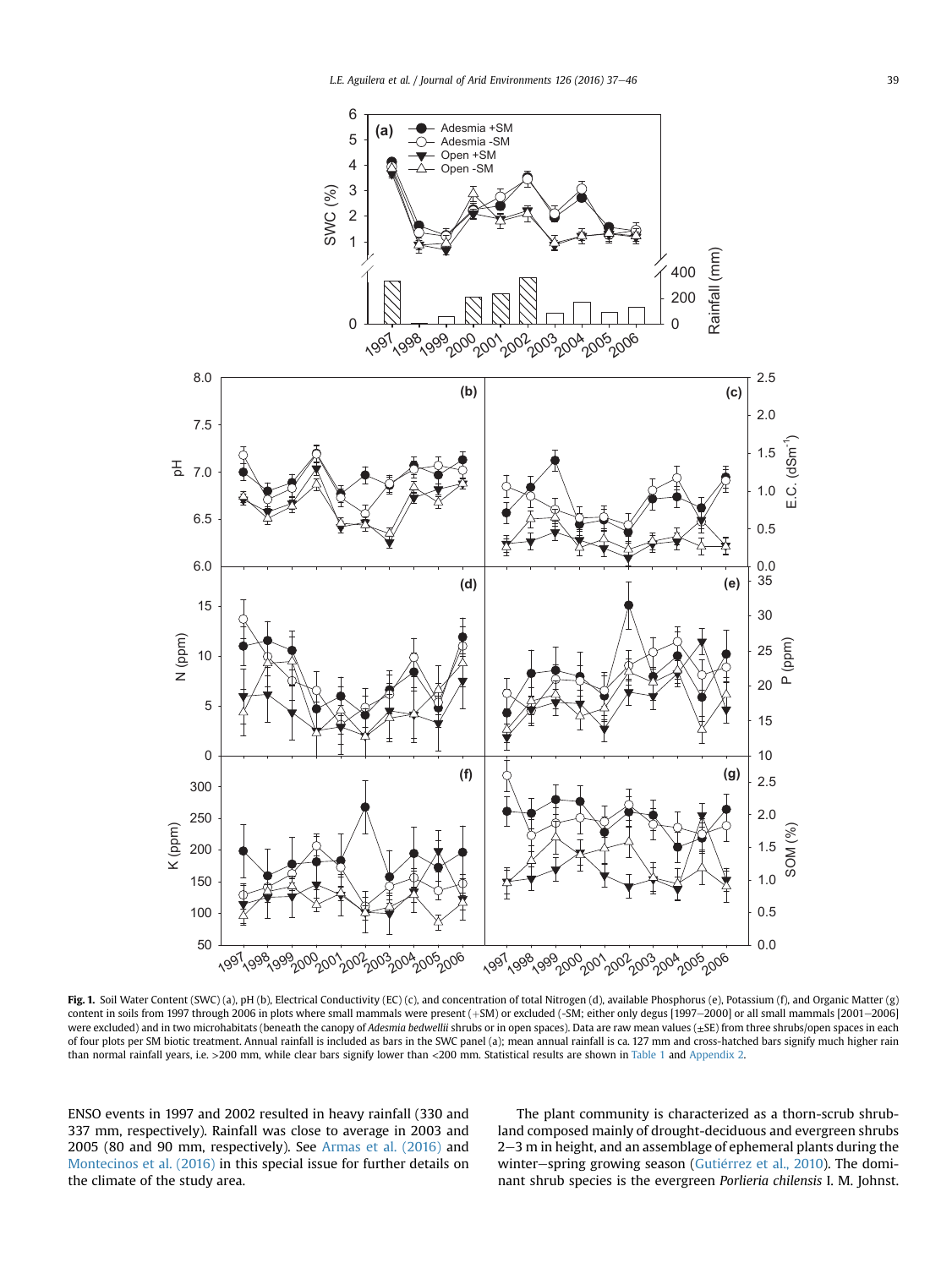**Fig. 1.** Soil Water Content (SWC) (a), pH (b), Electrical Conductivity (EC) (c), and concentration of total Nitrogen (d), available Phosphorus (e), Potassium (f), and Organic Matter (g) content in soils from 1997 through 2006 in plots where small mammals were present (+SM) or excluded (-SM; either only degus [1997–2000] or all small mammals [2001–2006] were excluded) and in two microhabitats (beneath the canopy of *Adesmia bedwellii* shrubs or in open spaces). Data are raw mean values (±SE) from three shrubs/open spaces in each of four plots per SM biotic treatment. Annual rainfall is included as bars in the SWC panel (a); mean annual rainfall is ca. 127 mm and cross-hatched bars signify much higher rain than normal rainfall years, i.e. >200 mm, while clear bars signify lower than <200 mm. Statistical results are shown in Table 1 and Appendix 2.

ENSO events in 1997 and 2002 resulted in heavy rainfall (330 and 337 mm, respectively). Rainfall was close to average in 2003 and 2005 (80 and 90 mm, respectively). See Armas et al. (2016) and Montecinos et al. (2016) in this special issue for further details on the climate of the study area.

The plant community is characterized as a thorn-scrub shrubland composed mainly of drought-deciduous and evergreen shrubs 2–3 m in height, and an assemblage of ephemeral plants during the winter–spring growing season (Gutiérrez et al., 2010). The dominant shrub species is the evergreen *Porlieria chilensis* I. M. Johnst.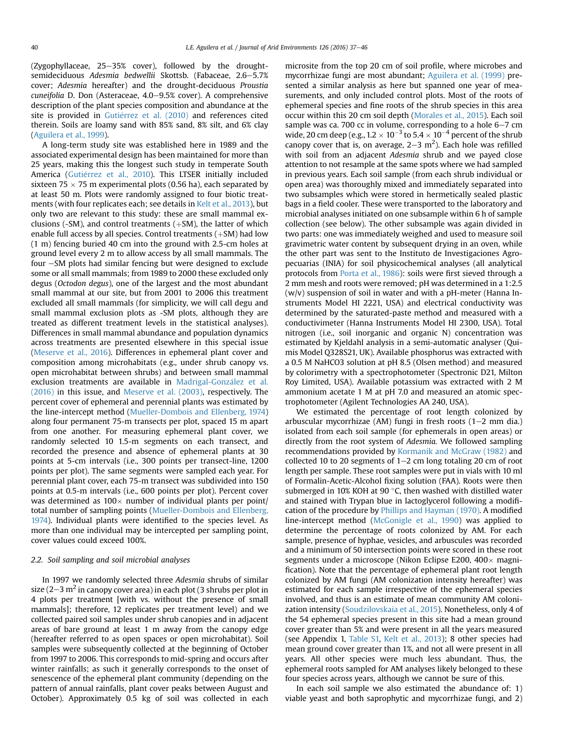(Zygophyllaceae, 25–35% cover), followed by the drought-semideciduous *Adesmia bedwellii* Skottsb. (Fabaceae, 2.6–5.7% cover; *Adesmia* hereafter) and the drought-deciduous *Proustia cuneifolia* D. Don (Asteraceae, 4.0–9.5% cover). A comprehensive description of the plant species composition and abundance at the site is provided in Gutiérrez et al. (2010) and references cited therein. Soils are loamy sand with 85% sand, 8% silt, and 6% clay (Aguilera et al., 1999).

A long-term study site was established here in 1989 and the associated experimental design has been maintained for more than 25 years, making this the longest such study in temperate South America (Gutiérrez et al., 2010). This LTSER initially included sixteen 75 × 75 m experimental plots (0.56 ha), each separated by at least 50 m. Plots were randomly assigned to four biotic treatments (with four replicates each; see details in Kelt et al., 2013), but only two are relevant to this study: these are small mammal exclusions (-SM), and control treatments (+SM), the latter of which enable full access by all species. Control treatments (+SM) had low (1 m) fencing buried 40 cm into the ground with 2.5-cm holes at ground level every 2 m to allow access by all small mammals. The four −SM plots had similar fencing but were designed to exclude some or all small mammals; from 1989 to 2000 these excluded only degus (*Octodon degus*), one of the largest and the most abundant small mammal at our site, but from 2001 to 2006 this treatment excluded all small mammals (for simplicity, we will call degu and small mammal exclusion plots as -SM plots, although they are treated as different treatment levels in the statistical analyses). Differences in small mammal abundance and population dynamics across treatments are presented elsewhere in this special issue (Meserve et al., 2016). Differences in ephemeral plant cover and composition among microhabitats (e.g., under shrub canopy vs. open microhabitat between shrubs) and between small mammal exclusion treatments are available in Madrigal-González et al. (2016) in this issue, and Meserve et al. (2003), respectively. The percent cover of ephemeral and perennial plants was estimated by the line-intercept method (Mueller-Dombois and Ellenberg, 1974) along four permanent 75-m transects per plot, spaced 15 m apart from one another. For measuring ephemeral plant cover, we randomly selected 10 1.5-m segments on each transect, and recorded the presence and absence of ephemeral plants at 30 points at 5-cm intervals (i.e., 300 points per transect-line, 1200 points per plot). The same segments were sampled each year. For perennial plant cover, each 75-m transect was subdivided into 150 points at 0.5-m intervals (i.e., 600 points per plot). Percent cover was determined as 100× number of individual plants per point/total number of sampling points (Mueller-Dombois and Ellenberg, 1974). Individual plants were identified to the species level. As more than one individual may be intercepted per sampling point, cover values could exceed 100%.

### 2.2. Soil sampling and soil microbial analyses

In 1997 we randomly selected three *Adesmia* shrubs of similar size (2–3 $m^2$ in canopy cover area) in each plot (3 shrubs per plot in 4 plots per treatment [with vs. without the presence of small mammals]; therefore, 12 replicates per treatment level) and we collected paired soil samples under shrub canopies and in adjacent areas of bare ground at least 1 m away from the canopy edge (hereafter referred to as open spaces or open microhabitat). Soil samples were subsequently collected at the beginning of October from 1997 to 2006. This corresponds to mid-spring and occurs after winter rainfalls; as such it generally corresponds to the onset of senescence of the ephemeral plant community (depending on the pattern of annual rainfalls, plant cover peaks between August and October). Approximately 0.5 kg of soil was collected in each microsite from the top 20 cm of soil profile, where microbes and mycorrhizae fungi are most abundant; Aguilera et al. (1999) presented a similar analysis as here but spanned one year of measurements, and only included control plots. Most of the roots of ephemeral species and fine roots of the shrub species in this area occur within this 20 cm soil depth (Morales et al., 2015). Each soil sample was ca. 700 cc in volume, corresponding to a hole 6–7 cm wide, 20 cm deep (e.g., $1.2 \times 10^{-3}$ to $5.4 \times 10^{-4}$ percent of the shrub canopy cover that is, on average, 2–3 $m^2$). Each hole was refilled with soil from an adjacent *Adesmia* shrub and we payed close attention to not resample at the same spots where we had sampled in previous years. Each soil sample (from each shrub individual or open area) was thoroughly mixed and immediately separated into two subsamples which were stored in hermetically sealed plastic bags in a field cooler. These were transported to the laboratory and microbial analyses initiated on one subsample within 6 h of sample collection (see below). The other subsample was again divided in two parts: one was immediately weighed and used to measure soil gravimetric water content by subsequent drying in an oven, while the other part was sent to the Instituto de Investigaciones Agropecuarias (INIA) for soil physicochemical analyses (all analytical protocols from Porta et al., 1986): soils were first sieved through a 2 mm mesh and roots were removed; pH was determined in a 1:2.5 (w/v) suspension of soil in water and with a pH-meter (Hanna Instruments Model HI 2221, USA) and electrical conductivity was determined by the saturated-paste method and measured with a conductivimeter (Hanna Instruments Model HI 2300, USA). Total nitrogen (i.e., soil inorganic and organic N) concentration was estimated by Kjeldahl analysis in a semi-automatic analyser (Quimis Model Q328S21, UK). Available phosphorus was extracted with a 0.5 M $NaHCO_3$ solution at pH 8.5 (Olsen method) and measured by colorimetry with a spectrophotometer (Spectronic D21, Milton Roy Limited, USA). Available potassium was extracted with 2 M ammonium acetate 1 M at pH 7.0 and measured an atomic spectrophotometer (Agilent Technologies AA 240, USA).

We estimated the percentage of root length colonized by arbuscular mycorrhizae (AM) fungi in fresh roots (1–2 mm dia.) isolated from each soil sample (for ephemerals in open areas) or directly from the root system of *Adesmia*. We followed sampling recommendations provided by Kormanik and McGraw (1982) and collected 10 to 20 segments of 1–2 cm long totaling 20 cm of root length per sample. These root samples were put in vials with 10 ml of Formalin-Acetic-Alcohol fixing solution (FAA). Roots were then submerged in 10% KOH at 90 °C, then washed with distilled water and stained with Trypan blue in lactoglycerol following a modification of the procedure by Phillips and Hayman (1970). A modified line-intercept method (McGonigle et al., 1990) was applied to determine the percentage of roots colonized by AM. For each sample, presence of hyphae, vesicles, and arbuscules was recorded and a minimum of 50 intersection points were scored in these root segments under a microscope (Nikon Eclipse E200, 400× magnification). Note that the percentage of ephemeral plant root length colonized by AM fungi (AM colonization intensity hereafter) was estimated for each sample irrespective of the ephemeral species involved, and thus is an estimate of mean community AM colonization intensity (Soudzilovskaia et al., 2015). Nonetheless, only 4 of the 54 ephemeral species present in this site had a mean ground cover greater than 5% and were present in all the years measured (see Appendix 1, Table S1, Kelt et al., 2013); 8 other species had mean ground cover greater than 1%, and not all were present in all years. All other species were much less abundant. Thus, the ephemeral roots sampled for AM analyses likely belonged to these four species across years, although we cannot be sure of this.

In each soil sample we also estimated the abundance of: 1) viable yeast and both saprophytic and mycorrhizae fungi, and 2)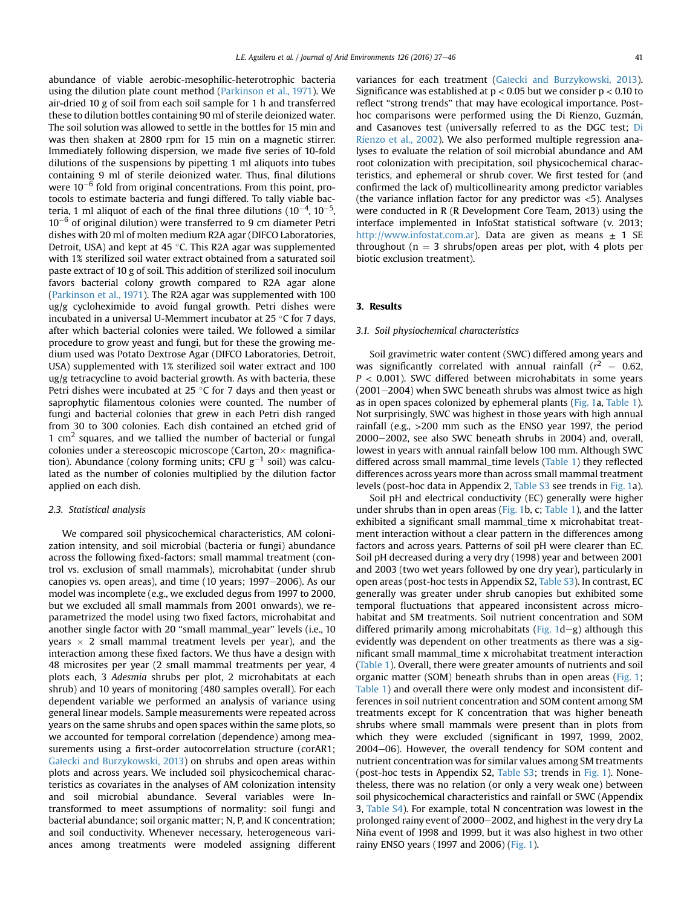abundance of viable aerobic-mesophilic-heterotrophic bacteria using the dilution plate count method (Parkinson et al., 1971). We air-dried 10 g of soil from each soil sample for 1 h and transferred these to dilution bottles containing 90 ml of sterile deionized water. The soil solution was allowed to settle in the bottles for 15 min and was then shaken at 2800 rpm for 15 min on a magnetic stirrer. Immediately following dispersion, we made five series of 10-fold dilutions of the suspensions by pipetting 1 ml aliquots into tubes containing 9 ml of sterile deionized water. Thus, final dilutions were $10^{-6}$ fold from original concentrations. From this point, protocols to estimate bacteria and fungi differed. To tally viable bacteria, 1 ml aliquot of each of the final three dilutions ($10^{-4}$, $10^{-5}$, $10^{-6}$ of original dilution) were transferred to 9 cm diameter Petri dishes with 20 ml of molten medium R2A agar (DIFCO Laboratories, Detroit, USA) and kept at 45 °C. This R2A agar was supplemented with 1% sterilized soil water extract obtained from a saturated soil paste extract of 10 g of soil. This addition of sterilized soil inoculum favors bacterial colony growth compared to R2A agar alone (Parkinson et al., 1971). The R2A agar was supplemented with 100 ug/g cycloheximide to avoid fungal growth. Petri dishes were incubated in a universal U-Memmert incubator at 25 °C for 7 days, after which bacterial colonies were tailed. We followed a similar procedure to grow yeast and fungi, but for these the growing medium used was Potato Dextrose Agar (DIFCO Laboratories, Detroit, USA) supplemented with 1% sterilized soil water extract and 100 ug/g tetracycline to avoid bacterial growth. As with bacteria, these Petri dishes were incubated at 25 °C for 7 days and then yeast or saprophytic filamentous colonies were counted. The number of fungi and bacterial colonies that grew in each Petri dish ranged from 30 to 300 colonies. Each dish contained an etched grid of 1 $cm^2$ squares, and we tallied the number of bacterial or fungal colonies under a stereoscopic microscope (Carton, 20× magnification). Abundance (colony forming units; CFU $g^{-1}$ soil) was calculated as the number of colonies multiplied by the dilution factor applied on each dish.

### 2.3. Statistical analysis

We compared soil physicochemical characteristics, AM colonization intensity, and soil microbial (bacteria or fungi) abundance across the following fixed-factors: small mammal treatment (control vs. exclusion of small mammals), microhabitat (under shrub canopies vs. open areas), and time (10 years; 1997–2006). As our model was incomplete (e.g., we excluded degus from 1997 to 2000, but we excluded all small mammals from 2001 onwards), we reparametrized the model using two fixed factors, microhabitat and another single factor with 20 "small mammal_year" levels (i.e., 10 years × 2 small mammal treatment levels per year), and the interaction among these fixed factors. We thus have a design with 48 microsites per year (2 small mammal treatments per year, 4 plots each, 3 *Adesmia* shrubs per plot, 2 microhabitats at each shrub) and 10 years of monitoring (480 samples overall). For each dependent variable we performed an analysis of variance using general linear models. Sample measurements were repeated across years on the same shrubs and open spaces within the same plots, so we accounted for temporal correlation (dependence) among measurements using a first-order autocorrelation structure (corAR1; Gałecki and Burzykowski, 2013) on shrubs and open areas within plots and across years. We included soil physicochemical characteristics as covariates in the analyses of AM colonization intensity and soil microbial abundance. Several variables were ln-transformed to meet assumptions of normality: soil fungi and bacterial abundance; soil organic matter; N, P, and K concentration; and soil conductivity. Whenever necessary, heterogeneous variances among treatments were modeled assigning different variances for each treatment (Gałecki and Burzykowski, 2013). Significance was established at $p < 0.05$ but we consider $p < 0.10$ to reflect "strong trends" that may have ecological importance. Post-hoc comparisons were performed using the Di Rienzo, Guzmán, and Casanoves test (universally referred to as the DGC test; Di Rienzo et al., 2002). We also performed multiple regression analyses to evaluate the relation of soil microbial abundance and AM root colonization with precipitation, soil physicochemical characteristics, and ephemeral or shrub cover. We first tested for (and confirmed the lack of) multicollinearity among predictor variables (the variance inflation factor for any predictor was <5). Analyses were conducted in R (R Development Core Team, 2013) using the interface implemented in InfoStat statistical software (v. 2013; http://www.infostat.com.ar). Data are given as means ± 1 SE throughout (n = 3 shrubs/open areas per plot, with 4 plots per biotic exclusion treatment).

## 3. Results

### 3.1. Soil physiochemical characteristics

Soil gravimetric water content (SWC) differed among years and was significantly correlated with annual rainfall ($r^2 = 0.62$, $P < 0.001$). SWC differed between microhabitats in some years (2001–2004) when SWC beneath shrubs was almost twice as high as in open spaces colonized by ephemeral plants (Fig. 1a, Table 1). Not surprisingly, SWC was highest in those years with high annual rainfall (e.g., >200 mm such as the ENSO year 1997, the period 2000–2002, see also SWC beneath shrubs in 2004) and, overall, lowest in years with annual rainfall below 100 mm. Although SWC differed across small mammal_time levels (Table 1) they reflected differences across years more than across small mammal treatment levels (post-hoc data in Appendix 2, Table S3 see trends in Fig. 1a).

Soil pH and electrical conductivity (EC) generally were higher under shrubs than in open areas (Fig. 1b, c; Table 1), and the latter exhibited a significant small mammal_time x microhabitat treatment interaction without a clear pattern in the differences among factors and across years. Patterns of soil pH were clearer than EC. Soil pH decreased during a very dry (1998) year and between 2001 and 2003 (two wet years followed by one dry year), particularly in open areas (post-hoc tests in Appendix S2, Table S3). In contrast, EC generally was greater under shrub canopies but exhibited some temporal fluctuations that appeared inconsistent across microhabitat and SM treatments. Soil nutrient concentration and SOM differed primarily among microhabitats (Fig. 1d–g) although this evidently was dependent on other treatments as there was a significant small mammal_time x microhabitat treatment interaction (Table 1). Overall, there were greater amounts of nutrients and soil organic matter (SOM) beneath shrubs than in open areas (Fig. 1; Table 1) and overall there were only modest and inconsistent differences in soil nutrient concentration and SOM content among SM treatments except for K concentration that was higher beneath shrubs where small mammals were present than in plots from which they were excluded (significant in 1997, 1999, 2002, 2004–06). However, the overall tendency for SOM content and nutrient concentration was for similar values among SM treatments (post-hoc tests in Appendix S2, Table S3; trends in Fig. 1). Nonetheless, there was no relation (or only a very weak one) between soil physicochemical characteristics and rainfall or SWC (Appendix 3, Table S4). For example, total N concentration was lowest in the prolonged rainy event of 2000–2002, and highest in the very dry La Niña event of 1998 and 1999, but it was also highest in two other rainy ENSO years (1997 and 2006) (Fig. 1).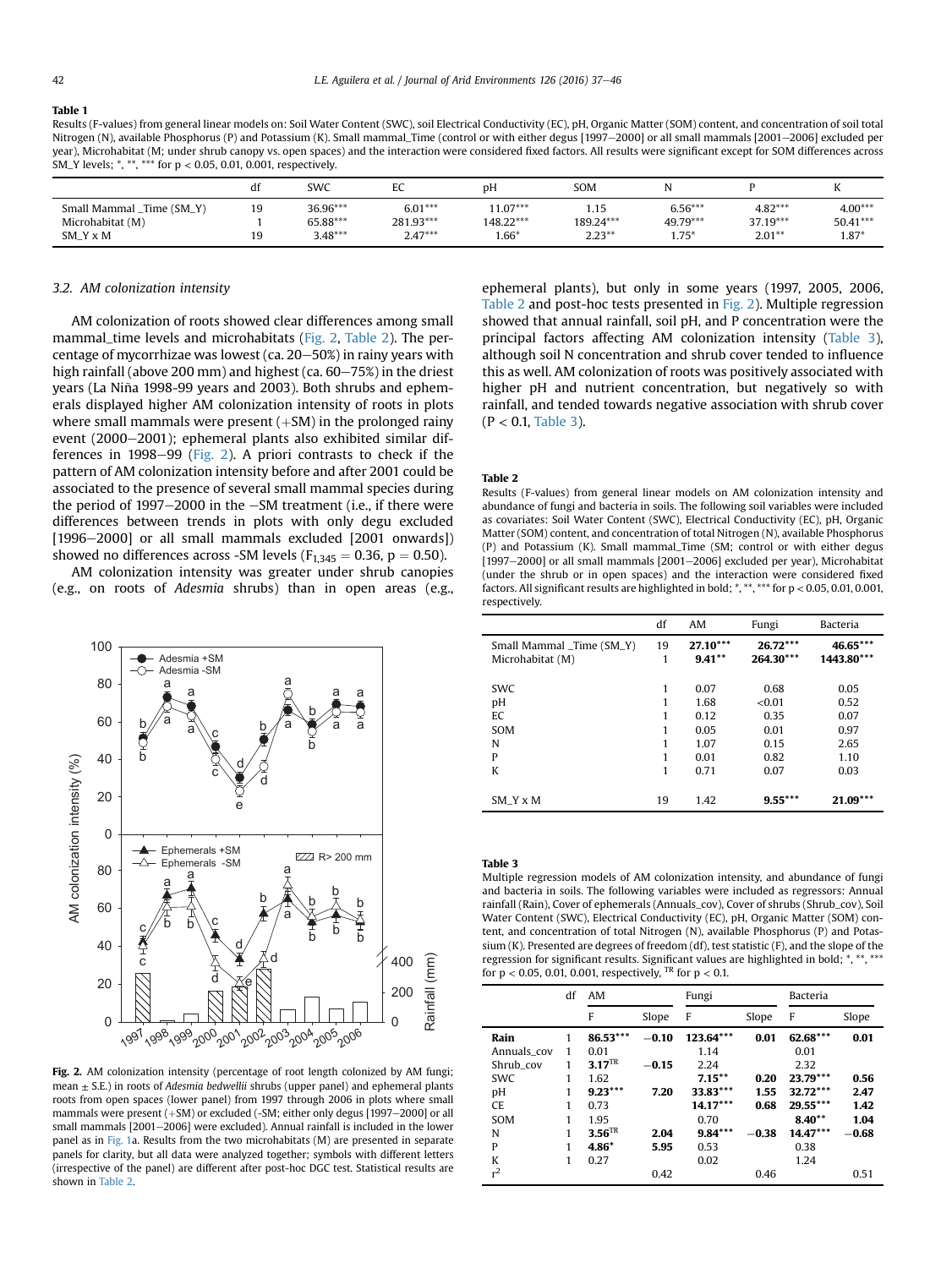**Table 1**
Results (F-values) from general linear models on: Soil Water Content (SWC), soil Electrical Conductivity (EC), pH, Organic Matter (SOM) content, and concentration of soil total Nitrogen (N), available Phosphorus (P) and Potassium (K). Small mammal_Time (control or with either degus [1997–2000] or all small mammals [2001–2006] excluded per year), Microhabitat (M; under shrub canopy vs. open spaces) and the interaction were considered fixed factors. All results were significant except for SOM differences across SM_Y levels; *, **, *** for p < 0.05, 0.01, 0.001, respectively.

| | df | SWC | EC | pH | SOM | N | P | K |
|---|---|---|---|---|---|---|---|---|
| Small Mammal _Time (SM_Y) | 19 | 36.96*** | 6.01*** | 11.07*** | 1.15 | 6.56*** | 4.82*** | 4.00*** |
| Microhabitat (M) | 1 | 65.88*** | 281.93*** | 148.22*** | 189.24*** | 49.79*** | 37.19*** | 50.41*** |
| SM_Y x M | 19 | 3.48*** | 2.47*** | 1.66* | 2.23** | 1.75* | 2.01** | 1.87* |

### 3.2. AM colonization intensity

AM colonization of roots showed clear differences among small mammal_time levels and microhabitats (Fig. 2, Table 2). The percentage of mycorrhizae was lowest (ca. 20–50%) in rainy years with high rainfall (above 200 mm) and highest (ca. 60–75%) in the driest years (La Niña 1998-99 years and 2003). Both shrubs and ephemerals displayed higher AM colonization intensity of roots in plots where small mammals were present (+SM) in the prolonged rainy event (2000–2001); ephemeral plants also exhibited similar differences in 1998–99 (Fig. 2). A priori contrasts to check if the pattern of AM colonization intensity before and after 2001 could be associated to the presence of several small mammal species during the period of 1997–2000 in the −SM treatment (i.e., if there were differences between trends in plots with only degu excluded [1996–2000] or all small mammals excluded [2001 onwards]) showed no differences across -SM levels ($F_{1,345} = 0.36$, $p = 0.50$).

AM colonization intensity was greater under shrub canopies (e.g., on roots of *Adesmia* shrubs) than in open areas (e.g., ephemeral plants), but only in some years (1997, 2005, 2006, Table 2 and post-hoc tests presented in Fig. 2). Multiple regression showed that annual rainfall, soil pH, and P concentration were the principal factors affecting AM colonization intensity (Table 3), although soil N concentration and shrub cover tended to influence this as well. AM colonization of roots was positively associated with higher pH and nutrient concentration, but negatively so with rainfall, and tended towards negative association with shrub cover (P < 0.1, Table 3).

**Fig. 2.** AM colonization intensity (percentage of root length colonized by AM fungi; mean ± S.E.) in roots of *Adesmia bedwellii* shrubs (upper panel) and ephemeral plants roots from open spaces (lower panel) from 1997 through 2006 in plots where small mammals were present (+SM) or excluded (-SM; either only degus [1997–2000] or all small mammals [2001–2006] were excluded). Annual rainfall is included in the lower panel as in Fig. 1a. Results from the two microhabitats (M) are presented in separate panels for clarity, but all data were analyzed together; symbols with different letters (irrespective of the panel) are different after post-hoc DGC test. Statistical results are shown in Table 2.

**Table 2**
Results (F-values) from general linear models on AM colonization intensity and abundance of fungi and bacteria in soils. The following soil variables were included as covariates: Soil Water Content (SWC), Electrical Conductivity (EC), pH, Organic Matter (SOM) content, and concentration of total Nitrogen (N), available Phosphorus (P) and Potassium (K). Small mammal_Time (SM; control or with either degus [1997–2000] or all small mammals [2001–2006] excluded per year), Microhabitat (under the shrub or in open spaces) and the interaction were considered fixed factors. All significant results are highlighted in bold; *, **, *** for p < 0.05, 0.01, 0.001, respectively.

| | df | AM | Fungi | Bacteria |
|---|---|---|---|---|
| Small Mammal _Time (SM_Y) | 19 | **27.10*** ** | **26.72*** ** | **46.65*** ** |
| Microhabitat (M) | 1 | **9.41** ** | **264.30*** ** | **1443.80*** ** |
| SWC | 1 | 0.07 | 0.68 | 0.05 |
| pH | 1 | 1.68 | <0.01 | 0.52 |
| EC | 1 | 0.12 | 0.35 | 0.07 |
| SOM | 1 | 0.05 | 0.01 | 0.97 |
| N | 1 | 1.07 | 0.15 | 2.65 |
| P | 1 | 0.01 | 0.82 | 1.10 |
| K | 1 | 0.71 | 0.07 | 0.03 |
| SM_Y x M | 19 | 1.42 | **9.55*** ** | **21.09*** ** |

**Table 3**
Multiple regression models of AM colonization intensity, and abundance of fungi and bacteria in soils. The following variables were included as regressors: Annual rainfall (Rain), Cover of ephemerals (Annuals_cov), Cover of shrubs (Shrub_cov), Soil Water Content (SWC), Electrical Conductivity (EC), pH, Organic Matter (SOM) content, and concentration of total Nitrogen (N), available Phosphorus (P) and Potassium (K). Presented are degrees of freedom (df), test statistic (F), and the slope of the regression for significant results. Significant values are highlighted in bold; *, **, *** for p < 0.05, 0.01, 0.001, respectively, [TR] for p < 0.1.

| | df | AM | | Fungi | | Bacteria | |
|---|---|---|---|---|---|---|---|
| | | F | Slope | F | Slope | F | Slope |
| **Rain** | 1 | **86.53*** ** | **−0.10** | **123.64*** ** | **0.01** | **62.68*** ** | **0.01** |
| Annuals_cov | 1 | 0.01 | | 1.14 | | 0.01 | |
| Shrub_cov | 1 | **3.17[TR]** | **−0.15** | 2.24 | | 2.32 | |
| SWC | 1 | 1.62 | | **7.15** ** | **0.20** | **23.79*** ** | **0.56** |
| pH | 1 | **9.23*** ** | **7.20** | **33.83*** ** | **1.55** | **32.72*** ** | **2.47** |
| CE | 1 | 0.73 | | **14.17*** ** | **0.68** | **29.55*** ** | **1.42** |
| SOM | 1 | 1.95 | | 0.70 | | **8.40** ** | **1.04** |
| N | 1 | **3.56[TR]** | **2.04** | **9.84*** ** | **−0.38** | **14.47*** ** | **−0.68** |
| P | 1 | **4.86*** | **5.95** | 0.53 | | 0.38 | |
| K | 1 | 0.27 | | 0.02 | | 1.24 | |
| $r^2$ | | | 0.42 | | 0.46 | | 0.51 |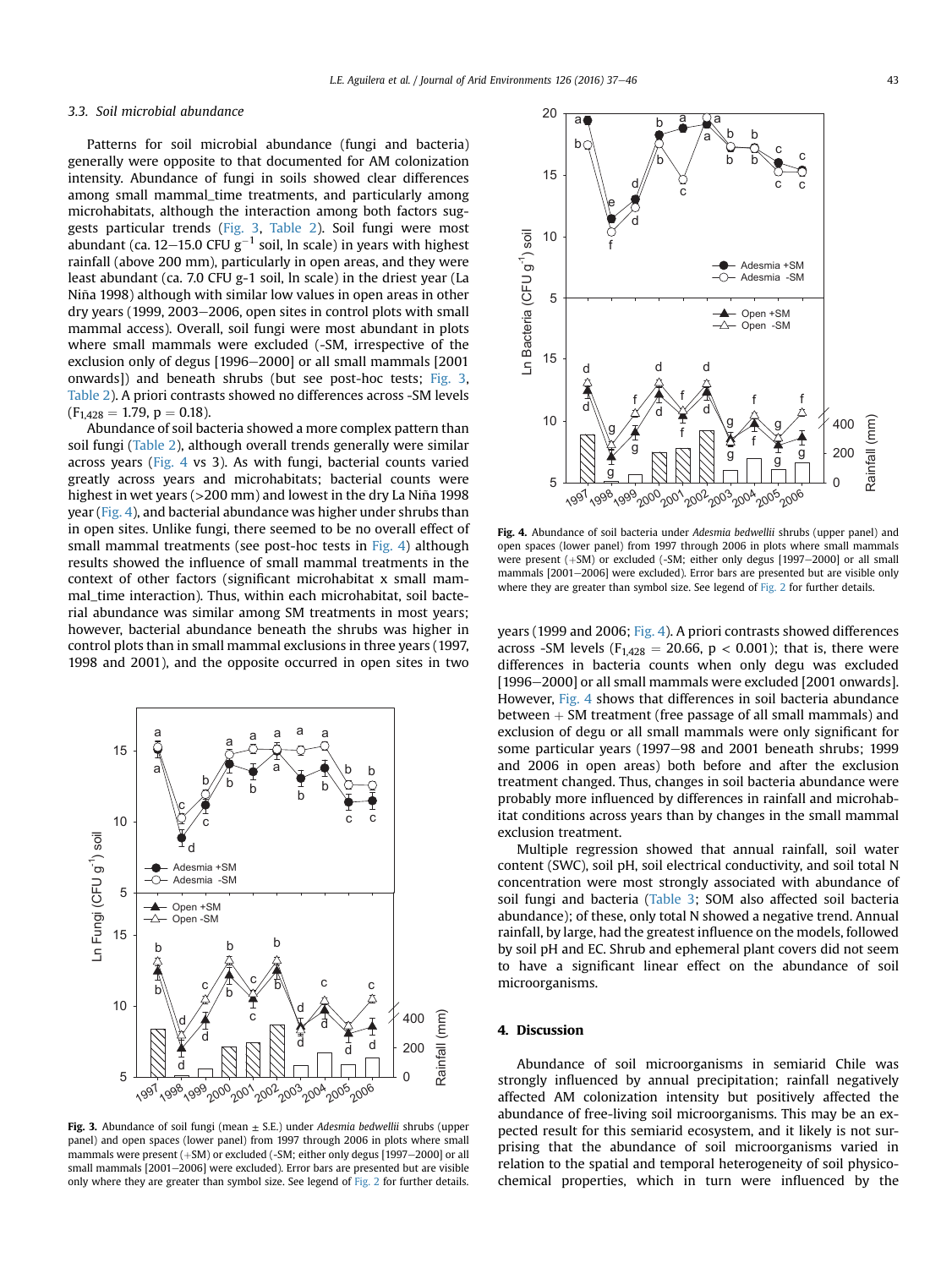### 3.3. Soil microbial abundance

Patterns for soil microbial abundance (fungi and bacteria) generally were opposite to that documented for AM colonization intensity. Abundance of fungi in soils showed clear differences among small mammal_time treatments, and particularly among microhabitats, although the interaction among both factors suggests particular trends (Fig. 3, Table 2). Soil fungi were most abundant (ca. 12–15.0 CFU $g^{-1}$ soil, ln scale) in years with highest rainfall (above 200 mm), particularly in open areas, and they were least abundant (ca. 7.0 CFU g-1 soil, ln scale) in the driest year (La Niña 1998) although with similar low values in open areas in other dry years (1999, 2003–2006, open sites in control plots with small mammal access). Overall, soil fungi were most abundant in plots where small mammals were excluded (-SM, irrespective of the exclusion only of degus [1996–2000] or all small mammals [2001 onwards]) and beneath shrubs (but see post-hoc tests; Fig. 3, Table 2). A priori contrasts showed no differences across -SM levels ($F_{1,428} = 1.79$, $p = 0.18$).

Abundance of soil bacteria showed a more complex pattern than soil fungi (Table 2), although overall trends generally were similar across years (Fig. 4 vs 3). As with fungi, bacterial counts varied greatly across years and microhabitats; bacterial counts were highest in wet years (>200 mm) and lowest in the dry La Niña 1998 year (Fig. 4), and bacterial abundance was higher under shrubs than in open sites. Unlike fungi, there seemed to be no overall effect of small mammal treatments (see post-hoc tests in Fig. 4) although results showed the influence of small mammal treatments in the context of other factors (significant microhabitat x small mammal_time interaction). Thus, within each microhabitat, soil bacterial abundance was similar among SM treatments in most years; however, bacterial abundance beneath the shrubs was higher in control plots than in small mammal exclusions in three years (1997, 1998 and 2001), and the opposite occurred in open sites in two years (1999 and 2006; Fig. 4). A priori contrasts showed differences across -SM levels ($F_{1,428} = 20.66$, $p < 0.001$); that is, there were differences in bacteria counts when only degu was excluded [1996–2000] or all small mammals were excluded [2001 onwards]. However, Fig. 4 shows that differences in soil bacteria abundance between + SM treatment (free passage of all small mammals) and exclusion of degu or all small mammals were only significant for some particular years (1997–98 and 2001 beneath shrubs; 1999 and 2006 in open areas) both before and after the exclusion treatment changed. Thus, changes in soil bacteria abundance were probably more influenced by differences in rainfall and microhabitat conditions across years than by changes in the small mammal exclusion treatment.

Multiple regression showed that annual rainfall, soil water content (SWC), soil pH, soil electrical conductivity, and soil total N concentration were most strongly associated with abundance of soil fungi and bacteria (Table 3; SOM also affected soil bacteria abundance); of these, only total N showed a negative trend. Annual rainfall, by large, had the greatest influence on the models, followed by soil pH and EC. Shrub and ephemeral plant covers did not seem to have a significant linear effect on the abundance of soil microorganisms.

**Fig. 3.** Abundance of soil fungi (mean ± S.E.) under *Adesmia bedwellii* shrubs (upper panel) and open spaces (lower panel) from 1997 through 2006 in plots where small mammals were present (+SM) or excluded (-SM; either only degus [1997–2000] or all small mammals [2001–2006] were excluded). Error bars are presented but are visible only where they are greater than symbol size. See legend of Fig. 2 for further details.

**Fig. 4.** Abundance of soil bacteria under *Adesmia bedwellii* shrubs (upper panel) and open spaces (lower panel) from 1997 through 2006 in plots where small mammals were present (+SM) or excluded (-SM; either only degus [1997–2000] or all small mammals [2001–2006] were excluded). Error bars are presented but are visible only where they are greater than symbol size. See legend of Fig. 2 for further details.

## 4. Discussion

Abundance of soil microorganisms in semiarid Chile was strongly influenced by annual precipitation; rainfall negatively affected AM colonization intensity but positively affected the abundance of free-living soil microorganisms. This may be an expected result for this semiarid ecosystem, and it likely is not surprising that the abundance of soil microorganisms varied in relation to the spatial and temporal heterogeneity of soil physicochemical properties, which in turn were influenced by the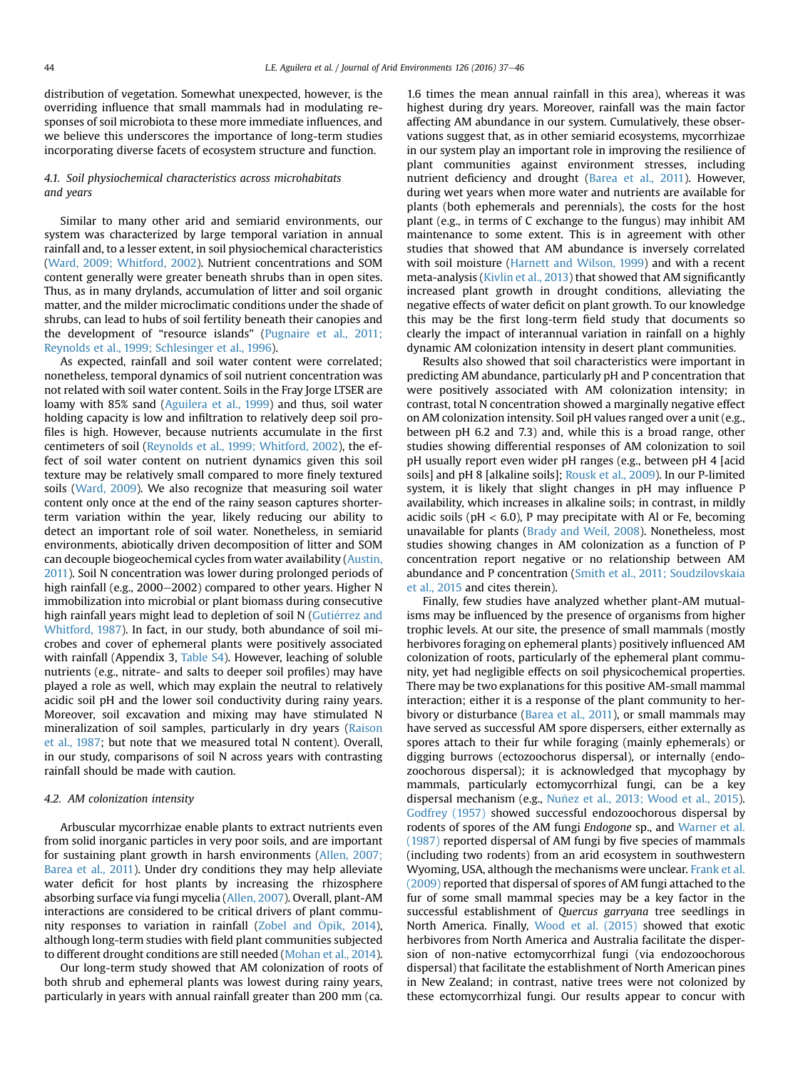distribution of vegetation. Somewhat unexpected, however, is the overriding influence that small mammals had in modulating responses of soil microbiota to these more immediate influences, and we believe this underscores the importance of long-term studies incorporating diverse facets of ecosystem structure and function.

### 4.1. Soil physiochemical characteristics across microhabitats and years

Similar to many other arid and semiarid environments, our system was characterized by large temporal variation in annual rainfall and, to a lesser extent, in soil physiochemical characteristics (Ward, 2009; Whitford, 2002). Nutrient concentrations and SOM content generally were greater beneath shrubs than in open sites. Thus, as in many drylands, accumulation of litter and soil organic matter, and the milder microclimatic conditions under the shade of shrubs, can lead to hubs of soil fertility beneath their canopies and the development of "resource islands" (Pugnaire et al., 2011; Reynolds et al., 1999; Schlesinger et al., 1996).

As expected, rainfall and soil water content were correlated; nonetheless, temporal dynamics of soil nutrient concentration was not related with soil water content. Soils in the Fray Jorge LTSER are loamy with 85% sand (Aguilera et al., 1999) and thus, soil water holding capacity is low and infiltration to relatively deep soil profiles is high. However, because nutrients accumulate in the first centimeters of soil (Reynolds et al., 1999; Whitford, 2002), the effect of soil water content on nutrient dynamics given this soil texture may be relatively small compared to more finely textured soils (Ward, 2009). We also recognize that measuring soil water content only once at the end of the rainy season captures shorter-term variation within the year, likely reducing our ability to detect an important role of soil water. Nonetheless, in semiarid environments, abiotically driven decomposition of litter and SOM can decouple biogeochemical cycles from water availability (Austin, 2011). Soil N concentration was lower during prolonged periods of high rainfall (e.g., 2000–2002) compared to other years. Higher N immobilization into microbial or plant biomass during consecutive high rainfall years might lead to depletion of soil N (Gutiérrez and Whitford, 1987). In fact, in our study, both abundance of soil microbes and cover of ephemeral plants were positively associated with rainfall (Appendix 3, Table S4). However, leaching of soluble nutrients (e.g., nitrate- and salts to deeper soil profiles) may have played a role as well, which may explain the neutral to relatively acidic soil pH and the lower soil conductivity during rainy years. Moreover, soil excavation and mixing may have stimulated N mineralization of soil samples, particularly in dry years (Raison et al., 1987; but note that we measured total N content). Overall, in our study, comparisons of soil N across years with contrasting rainfall should be made with caution.

### 4.2. AM colonization intensity

Arbuscular mycorrhizae enable plants to extract nutrients even from solid inorganic particles in very poor soils, and are important for sustaining plant growth in harsh environments (Allen, 2007; Barea et al., 2011). Under dry conditions they may help alleviate water deficit for host plants by increasing the rhizosphere absorbing surface via fungi mycelia (Allen, 2007). Overall, plant-AM interactions are considered to be critical drivers of plant community responses to variation in rainfall (Zobel and Öpik, 2014), although long-term studies with field plant communities subjected to different drought conditions are still needed (Mohan et al., 2014).

Our long-term study showed that AM colonization of roots of both shrub and ephemeral plants was lowest during rainy years, particularly in years with annual rainfall greater than 200 mm (ca. 1.6 times the mean annual rainfall in this area), whereas it was highest during dry years. Moreover, rainfall was the main factor affecting AM abundance in our system. Cumulatively, these observations suggest that, as in other semiarid ecosystems, mycorrhizae in our system play an important role in improving the resilience of plant communities against environment stresses, including nutrient deficiency and drought (Barea et al., 2011). However, during wet years when more water and nutrients are available for plants (both ephemerals and perennials), the costs for the host plant (e.g., in terms of C exchange to the fungus) may inhibit AM maintenance to some extent. This is in agreement with other studies that showed that AM abundance is inversely correlated with soil moisture (Harnett and Wilson, 1999) and with a recent meta-analysis (Kivlin et al., 2013) that showed that AM significantly increased plant growth in drought conditions, alleviating the negative effects of water deficit on plant growth. To our knowledge this may be the first long-term field study that documents so clearly the impact of interannual variation in rainfall on a highly dynamic AM colonization intensity in desert plant communities.

Results also showed that soil characteristics were important in predicting AM abundance, particularly pH and P concentration that were positively associated with AM colonization intensity; in contrast, total N concentration showed a marginally negative effect on AM colonization intensity. Soil pH values ranged over a unit (e.g., between pH 6.2 and 7.3) and, while this is a broad range, other studies showing differential responses of AM colonization to soil pH usually report even wider pH ranges (e.g., between pH 4 [acid soils] and pH 8 [alkaline soils]; Rousk et al., 2009). In our P-limited system, it is likely that slight changes in pH may influence P availability, which increases in alkaline soils; in contrast, in mildly acidic soils (pH < 6.0), P may precipitate with Al or Fe, becoming unavailable for plants (Brady and Weil, 2008). Nonetheless, most studies showing changes in AM colonization as a function of P concentration report negative or no relationship between AM abundance and P concentration (Smith et al., 2011; Soudzilovskaia et al., 2015 and cites therein).

Finally, few studies have analyzed whether plant-AM mutualisms may be influenced by the presence of organisms from higher trophic levels. At our site, the presence of small mammals (mostly herbivores foraging on ephemeral plants) positively influenced AM colonization of roots, particularly of the ephemeral plant community, yet had negligible effects on soil physicochemical properties. There may be two explanations for this positive AM-small mammal interaction; either it is a response of the plant community to herbivory or disturbance (Barea et al., 2011), or small mammals may have served as successful AM spore dispersers, either externally as spores attach to their fur while foraging (mainly ephemerals) or digging burrows (ectozoochorus dispersal), or internally (endozoochorous dispersal); it is acknowledged that mycophagy by mammals, particularly ectomycorrhizal fungi, can be a key dispersal mechanism (e.g., Nuñez et al., 2013; Wood et al., 2015). Godfrey (1957) showed successful endozoochorous dispersal by rodents of spores of the AM fungi *Endogone* sp., and Warner et al. (1987) reported dispersal of AM fungi by five species of mammals (including two rodents) from an arid ecosystem in southwestern Wyoming, USA, although the mechanisms were unclear. Frank et al. (2009) reported that dispersal of spores of AM fungi attached to the fur of some small mammal species may be a key factor in the successful establishment of *Quercus garryana* tree seedlings in North America. Finally, Wood et al. (2015) showed that exotic herbivores from North America and Australia facilitate the dispersion of non-native ectomycorrhizal fungi (via endozoochorous dispersal) that facilitate the establishment of North American pines in New Zealand; in contrast, native trees were not colonized by these ectomycorrhizal fungi. Our results appear to concur with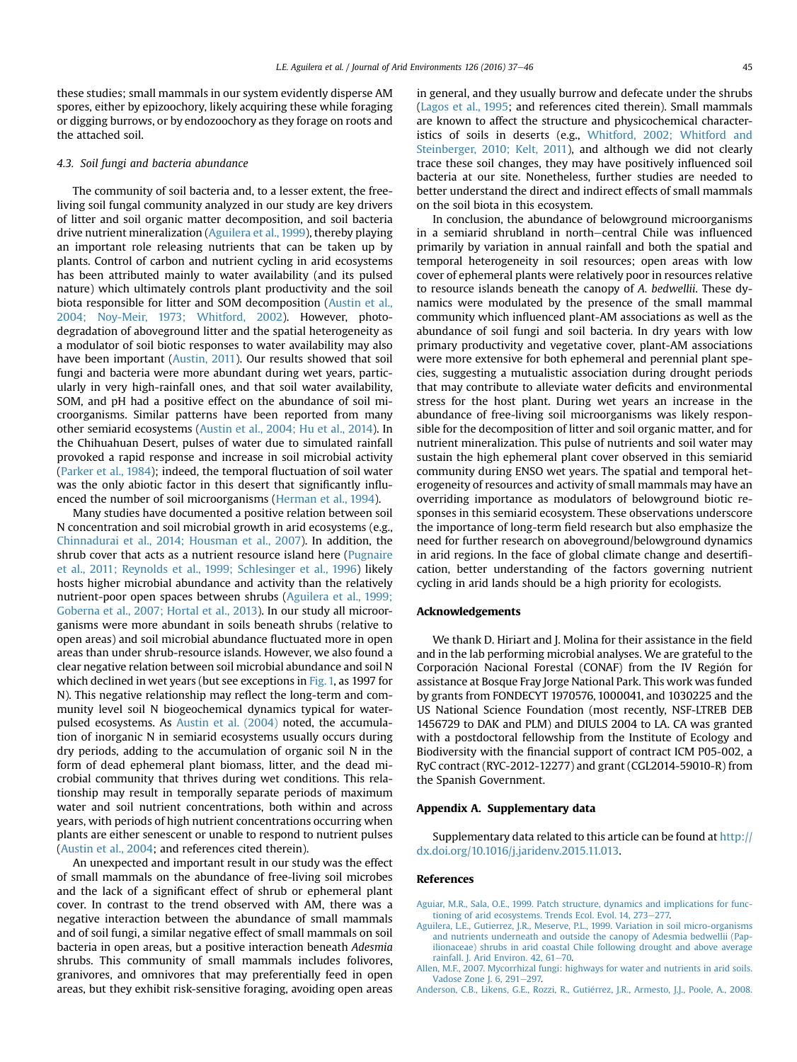these studies; small mammals in our system evidently disperse AM spores, either by epizoochory, likely acquiring these while foraging or digging burrows, or by endozoochory as they forage on roots and the attached soil.

### 4.3. Soil fungi and bacteria abundance

The community of soil bacteria and, to a lesser extent, the free-living soil fungal community analyzed in our study are key drivers of litter and soil organic matter decomposition, and soil bacteria drive nutrient mineralization (Aguilera et al., 1999), thereby playing an important role releasing nutrients that can be taken up by plants. Control of carbon and nutrient cycling in arid ecosystems has been attributed mainly to water availability (and its pulsed nature) which ultimately controls plant productivity and the soil biota responsible for litter and SOM decomposition (Austin et al., 2004; Noy-Meir, 1973; Whitford, 2002). However, photo-degradation of aboveground litter and the spatial heterogeneity as a modulator of soil biotic responses to water availability may also have been important (Austin, 2011). Our results showed that soil fungi and bacteria were more abundant during wet years, particularly in very high-rainfall ones, and that soil water availability, SOM, and pH had a positive effect on the abundance of soil microorganisms. Similar patterns have been reported from many other semiarid ecosystems (Austin et al., 2004; Hu et al., 2014). In the Chihuahuan Desert, pulses of water due to simulated rainfall provoked a rapid response and increase in soil microbial activity (Parker et al., 1984); indeed, the temporal fluctuation of soil water was the only abiotic factor in this desert that significantly influenced the number of soil microorganisms (Herman et al., 1994).

Many studies have documented a positive relation between soil N concentration and soil microbial growth in arid ecosystems (e.g., Chinnadurai et al., 2014; Housman et al., 2007). In addition, the shrub cover that acts as a nutrient resource island here (Pugnaire et al., 2011; Reynolds et al., 1999; Schlesinger et al., 1996) likely hosts higher microbial abundance and activity than the relatively nutrient-poor open spaces between shrubs (Aguilera et al., 1999; Goberna et al., 2007; Hortal et al., 2013). In our study all microorganisms were more abundant in soils beneath shrubs (relative to open areas) and soil microbial abundance fluctuated more in open areas than under shrub-resource islands. However, we also found a clear negative relation between soil microbial abundance and soil N which declined in wet years (but see exceptions in Fig. 1, as 1997 for N). This negative relationship may reflect the long-term and community level soil N biogeochemical dynamics typical for water-pulsed ecosystems. As Austin et al. (2004) noted, the accumulation of inorganic N in semiarid ecosystems usually occurs during dry periods, adding to the accumulation of organic soil N in the form of dead ephemeral plant biomass, litter, and the dead microbial community that thrives during wet conditions. This relationship may result in temporally separate periods of maximum water and soil nutrient concentrations, both within and across years, with periods of high nutrient concentrations occurring when plants are either senescent or unable to respond to nutrient pulses (Austin et al., 2004; and references cited therein).

An unexpected and important result in our study was the effect of small mammals on the abundance of free-living soil microbes and the lack of a significant effect of shrub or ephemeral plant cover. In contrast to the trend observed with AM, there was a negative interaction between the abundance of small mammals and of soil fungi, a similar negative effect of small mammals on soil bacteria in open areas, but a positive interaction beneath *Adesmia* shrubs. This community of small mammals includes folivores, granivores, and omnivores that may preferentially feed in open areas, but they exhibit risk-sensitive foraging, avoiding open areas in general, and they usually burrow and defecate under the shrubs (Lagos et al., 1995; and references cited therein). Small mammals are known to affect the structure and physicochemical characteristics of soils in deserts (e.g., Whitford, 2002; Whitford and Steinberger, 2010; Kelt, 2011), and although we did not clearly trace these soil changes, they may have positively influenced soil bacteria at our site. Nonetheless, further studies are needed to better understand the direct and indirect effects of small mammals on the soil biota in this ecosystem.

In conclusion, the abundance of belowground microorganisms in a semiarid shrubland in north–central Chile was influenced primarily by variation in annual rainfall and both the spatial and temporal heterogeneity in soil resources; open areas with low cover of ephemeral plants were relatively poor in resources relative to resource islands beneath the canopy of *A. bedwellii*. These dynamics were modulated by the presence of the small mammal community which influenced plant-AM associations as well as the abundance of soil fungi and soil bacteria. In dry years with low primary productivity and vegetative cover, plant-AM associations were more extensive for both ephemeral and perennial plant species, suggesting a mutualistic association during drought periods that may contribute to alleviate water deficits and environmental stress for the host plant. During wet years an increase in the abundance of free-living soil microorganisms was likely responsible for the decomposition of litter and soil organic matter, and for nutrient mineralization. This pulse of nutrients and soil water may sustain the high ephemeral plant cover observed in this semiarid community during ENSO wet years. The spatial and temporal heterogeneity of resources and activity of small mammals may have an overriding importance as modulators of belowground biotic responses in this semiarid ecosystem. These observations underscore the importance of long-term field research but also emphasize the need for further research on aboveground/belowground dynamics in arid regions. In the face of global climate change and desertification, better understanding of the factors governing nutrient cycling in arid lands should be a high priority for ecologists.

## Acknowledgements

We thank D. Hiriart and J. Molina for their assistance in the field and in the lab performing microbial analyses. We are grateful to the Corporación Nacional Forestal (CONAF) from the IV Región for assistance at Bosque Fray Jorge National Park. This work was funded by grants from FONDECYT 1970576, 1000041, and 1030225 and the US National Science Foundation (most recently, NSF-LTREB DEB 1456729 to DAK and PLM) and DIULS 2004 to LA. CA was granted with a postdoctoral fellowship from the Institute of Ecology and Biodiversity with the financial support of contract ICM P05-002, a RyC contract (RYC-2012-12277) and grant (CGL2014-59010-R) from the Spanish Government.

## Appendix A. Supplementary data

Supplementary data related to this article can be found at http://dx.doi.org/10.1016/j.jaridenv.2015.11.013.

## References

Aguiar, M.R., Sala, O.E., 1999. Patch structure, dynamics and implications for functioning of arid ecosystems. Trends Ecol. Evol. 14, 273–277.

Aguilera, L.E., Gutierrez, J.R., Meserve, P.L., 1999. Variation in soil micro-organisms and nutrients underneath and outside the canopy of Adesmia bedwellii (Papilionaceae) shrubs in arid coastal Chile following drought and above average rainfall. J. Arid Environ. 42, 61–70.

Allen, M.F., 2007. Mycorrhizal fungi: highways for water and nutrients in arid soils. Vadose Zone J. 6, 291–297.

Anderson, C.B., Likens, G.E., Rozzi, R., Gutiérrez, J.R., Armesto, J.J., Poole, A., 2008.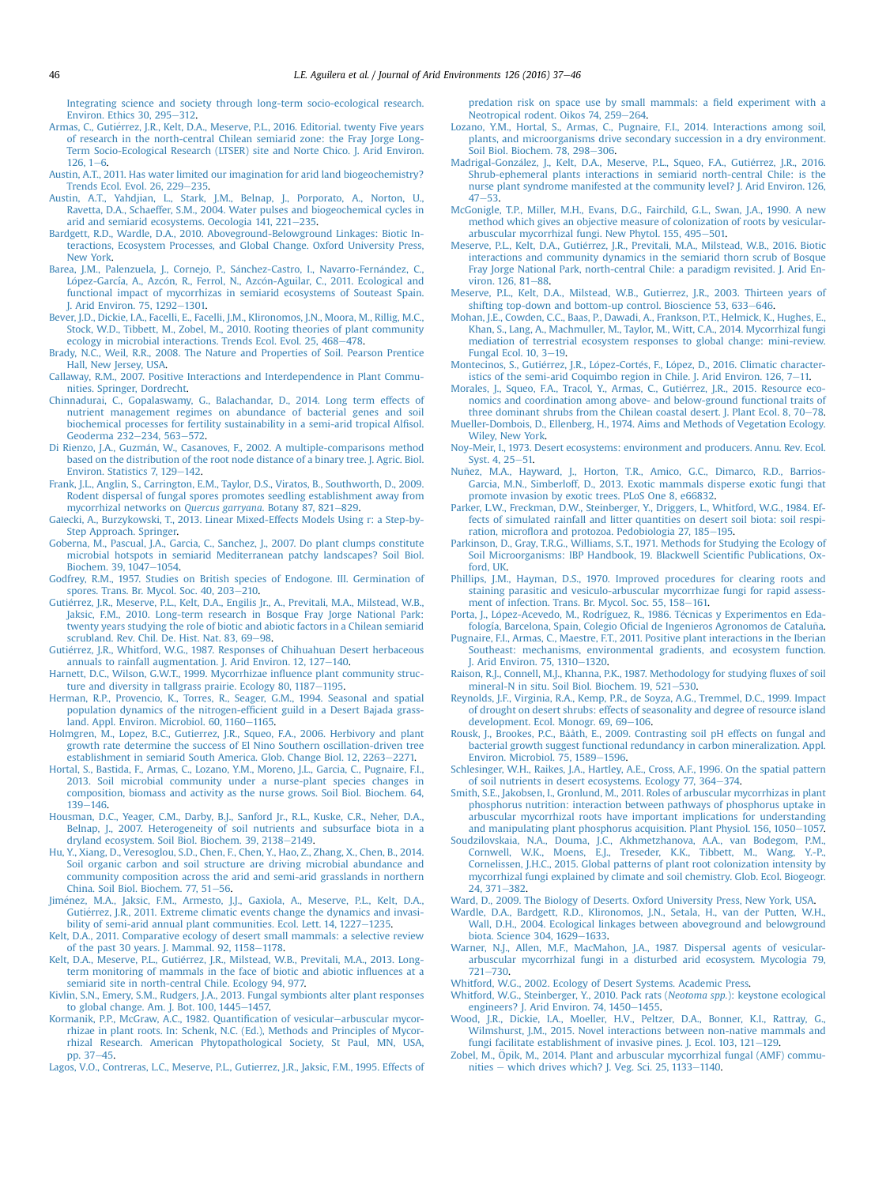Integrating science and society through long-term socio-ecological research. Environ. Ethics 30, 295–312.

Armas, C., Gutiérrez, J.R., Kelt, D.A., Meserve, P.L., 2016. Editorial. twenty Five years of research in the north-central Chilean semiarid zone: the Fray Jorge Long-Term Socio-Ecological Research (LTSER) site and Norte Chico. J. Arid Environ. 126, 1–6.

Austin, A.T., 2011. Has water limited our imagination for arid land biogeochemistry? Trends Ecol. Evol. 26, 229–235.

Austin, A.T., Yahdjian, L., Stark, J.M., Belnap, J., Porporato, A., Norton, U., Ravetta, D.A., Schaeffer, S.M., 2004. Water pulses and biogeochemical cycles in arid and semiarid ecosystems. Oecologia 141, 221–235.

Bardgett, R.D., Wardle, D.A., 2010. Aboveground-Belowground Linkages: Biotic Interactions, Ecosystem Processes, and Global Change. Oxford University Press, New York.

Barea, J.M., Palenzuela, J., Cornejo, P., Sánchez-Castro, I., Navarro-Fernández, C., López-García, A., Azcón, R., Ferrol, N., Azcón-Aguilar, C., 2011. Ecological and functional impact of mycorrhizas in semiarid ecosystems of Souteast Spain. J. Arid Environ. 75, 1292–1301.

Bever, J.D., Dickie, I.A., Facelli, E., Facelli, J.M., Klironomos, J.N., Moora, M., Rillig, M.C., Stock, W.D., Tibbett, M., Zobel, M., 2010. Rooting theories of plant community ecology in microbial interactions. Trends Ecol. Evol. 25, 468–478.

Brady, N.C., Weil, R.R., 2008. The Nature and Properties of Soil. Pearson Prentice Hall, New Jersey, USA.

Callaway, R.M., 2007. Positive Interactions and Interdependence in Plant Communities. Springer, Dordrecht.

Chinnadurai, C., Gopalaswamy, G., Balachandar, D., 2014. Long term effects of nutrient management regimes on abundance of bacterial genes and soil biochemical processes for fertility sustainability in a semi-arid tropical Alfisol. Geoderma 232–234, 563–572.

Di Rienzo, J.A., Guzmán, W., Casanoves, F., 2002. A multiple-comparisons method based on the distribution of the root node distance of a binary tree. J. Agric. Biol. Environ. Statistics 7, 129–142.

Frank, J.L., Anglin, S., Carrington, E.M., Taylor, D.S., Viratos, B., Southworth, D., 2009. Rodent dispersal of fungal spores promotes seedling establishment away from mycorrhizal networks on *Quercus garryana*. Botany 87, 821–829.

Gałecki, A., Burzykowski, T., 2013. Linear Mixed-Effects Models Using r: a Step-by-Step Approach. Springer.

Goberna, M., Pascual, J.A., Garcia, C., Sanchez, J., 2007. Do plant clumps constitute microbial hotspots in semiarid Mediterranean patchy landscapes? Soil Biol. Biochem. 39, 1047–1054.

Godfrey, R.M., 1957. Studies on British species of Endogone. III. Germination of spores. Trans. Br. Mycol. Soc. 40, 203–210.

Gutiérrez, J.R., Meserve, P.L., Kelt, D.A., Engilis Jr., A., Previtali, M.A., Milstead, W.B., Jaksic, F.M., 2010. Long-term research in Bosque Fray Jorge National Park: twenty years studying the role of biotic and abiotic factors in a Chilean semiarid scrubland. Rev. Chil. De. Hist. Nat. 83, 69–98.

Gutiérrez, J.R., Whitford, W.G., 1987. Responses of Chihuahuan Desert herbaceous annuals to rainfall augmentation. J. Arid Environ. 12, 127–140.

Harnett, D.C., Wilson, G.W.T., 1999. Mycorrhizae influence plant community structure and diversity in tallgrass prairie. Ecology 80, 1187–1195.

Herman, R.P., Provencio, K., Torres, R., Seager, G.M., 1994. Seasonal and spatial population dynamics of the nitrogen-efficient guild in a Desert Bajada grassland. Appl. Environ. Microbiol. 60, 1160–1165.

Holmgren, M., Lopez, B.C., Gutierrez, J.R., Squeo, F.A., 2006. Herbivory and plant growth rate determine the success of El Nino Southern oscillation-driven tree establishment in semiarid South America. Glob. Change Biol. 12, 2263–2271.

Hortal, S., Bastida, F., Armas, C., Lozano, Y.M., Moreno, J.L., Garcia, C., Pugnaire, F.I., 2013. Soil microbial community under a nurse-plant species changes in composition, biomass and activity as the nurse grows. Soil Biol. Biochem. 64, 139–146.

Housman, D.C., Yeager, C.M., Darby, B.J., Sanford Jr., R.L., Kuske, C.R., Neher, D.A., Belnap, J., 2007. Heterogeneity of soil nutrients and subsurface biota in a dryland ecosystem. Soil Biol. Biochem. 39, 2138–2149.

Hu, Y., Xiang, D., Veresoglou, S.D., Chen, F., Chen, Y., Hao, Z., Zhang, X., Chen, B., 2014. Soil organic carbon and soil structure are driving microbial abundance and community composition across the arid and semi-arid grasslands in northern China. Soil Biol. Biochem. 77, 51–56.

Jiménez, M.A., Jaksic, F.M., Armesto, J.J., Gaxiola, A., Meserve, P.L., Kelt, D.A., Gutiérrez, J.R., 2011. Extreme climatic events change the dynamics and invasibility of semi-arid annual plant communities. Ecol. Lett. 14, 1227–1235.

Kelt, D.A., 2011. Comparative ecology of desert small mammals: a selective review of the past 30 years. J. Mammal. 92, 1158–1178.

Kelt, D.A., Meserve, P.L., Gutiérrez, J.R., Milstead, W.B., Previtali, M.A., 2013. Long-term monitoring of mammals in the face of biotic and abiotic influences at a semiarid site in north-central Chile. Ecology 94, 977.

Kivlin, S.N., Emery, S.M., Rudgers, J.A., 2013. Fungal symbionts alter plant responses to global change. Am. J. Bot. 100, 1445–1457.

Kormanik, P.P., McGraw, A.C., 1982. Quantification of vesicular–arbuscular mycorrhizae in plant roots. In: Schenck, N.C. (Ed.), Methods and Principles of Mycorrhizal Research. American Phytopathological Society, St Paul, MN, USA, pp. 37–45.

Lagos, V.O., Contreras, L.C., Meserve, P.L., Gutierrez, J.R., Jaksic, F.M., 1995. Effects of predation risk on space use by small mammals: a field experiment with a Neotropical rodent. Oikos 74, 259–264.

Lozano, Y.M., Hortal, S., Armas, C., Pugnaire, F.I., 2014. Interactions among soil, plants, and microorganisms drive secondary succession in a dry environment. Soil Biol. Biochem. 78, 298–306.

Madrigal-González, J., Kelt, D.A., Meserve, P.L., Squeo, F.A., Gutiérrez, J.R., 2016. Shrub-ephemeral plants interactions in semiarid north-central Chile: is the nurse plant syndrome manifested at the community level? J. Arid Environ. 126, 47–53.

McGonigle, T.P., Miller, M.H., Evans, D.G., Fairchild, G.L., Swan, J.A., 1990. A new method which gives an objective measure of colonization of roots by vesicular-arbuscular mycorrhizal fungi. New Phytol. 155, 495–501.

Meserve, P.L., Kelt, D.A., Gutiérrez, J.R., Previtali, M.A., Milstead, W.B., 2016. Biotic interactions and community dynamics in the semiarid thorn scrub of Bosque Fray Jorge National Park, north-central Chile: a paradigm revisited. J. Arid Environ. 126, 81–88.

Meserve, P.L., Kelt, D.A., Milstead, W.B., Gutierrez, J.R., 2003. Thirteen years of shifting top-down and bottom-up control. Bioscience 53, 633–646.

Mohan, J.E., Cowden, C.C., Baas, P., Dawadi, A., Frankson, P.T., Helmick, K., Hughes, E., Khan, S., Lang, A., Machmuller, M., Taylor, M., Witt, C.A., 2014. Mycorrhizal fungi mediation of terrestrial ecosystem responses to global change: mini-review. Fungal Ecol. 10, 3–19.

Montecinos, S., Gutiérrez, J.R., López-Cortés, F., López, D., 2016. Climatic characteristics of the semi-arid Coquimbo region in Chile. J. Arid Environ. 126, 7–11.

Morales, J., Squeo, F.A., Tracol, Y., Armas, C., Gutiérrez, J.R., 2015. Resource economics and coordination among above- and below-ground functional traits of three dominant shrubs from the Chilean coastal desert. J. Plant Ecol. 8, 70–78.

Mueller-Dombois, D., Ellenberg, H., 1974. Aims and Methods of Vegetation Ecology. Wiley, New York.

Noy-Meir, I., 1973. Desert ecosystems: environment and producers. Annu. Rev. Ecol. Syst. 4, 25–51.

Nuñez, M.A., Hayward, J., Horton, T.R., Amico, G.C., Dimarco, R.D., Barrios-Garcia, M.N., Simberloff, D., 2013. Exotic mammals disperse exotic fungi that promote invasion by exotic trees. PLoS One 8, e66832.

Parker, L.W., Freckman, D.W., Steinberger, Y., Driggers, L., Whitford, W.G., 1984. Effects of simulated rainfall and litter quantities on desert soil biota: soil respiration, microflora and protozoa. Pedobiologia 27, 185–195.

Parkinson, D., Gray, T.R.G., Williams, S.T., 1971. Methods for Studying the Ecology of Soil Microorganisms: IBP Handbook, 19. Blackwell Scientific Publications, Oxford, UK.

Phillips, J.M., Hayman, D.S., 1970. Improved procedures for clearing roots and staining parasitic and vesiculo-arbuscular mycorrhizae fungi for rapid assessment of infection. Trans. Br. Mycol. Soc. 55, 158–161.

Porta, J., López-Acevedo, M., Rodríguez, R., 1986. Técnicas y Experimentos en Edafología, Barcelona, Spain, Colegio Oficial de Ingenieros Agronomos de Cataluña.

Pugnaire, F.I., Armas, C., Maestre, F.T., 2011. Positive plant interactions in the Iberian Southeast: mechanisms, environmental gradients, and ecosystem function. J. Arid Environ. 75, 1310–1320.

Raison, R.J., Connell, M.J., Khanna, P.K., 1987. Methodology for studying fluxes of soil mineral-N in situ. Soil Biol. Biochem. 19, 521–530.

Reynolds, J.F., Virginia, R.A., Kemp, P.R., de Soyza, A.G., Tremmel, D.C., 1999. Impact of drought on desert shrubs: effects of seasonality and degree of resource island development. Ecol. Monogr. 69, 69–106.

Rousk, J., Brookes, P.C., Bååth, E., 2009. Contrasting soil pH effects on fungal and bacterial growth suggest functional redundancy in carbon mineralization. Appl. Environ. Microbiol. 75, 1589–1596.

Schlesinger, W.H., Raikes, J.A., Hartley, A.E., Cross, A.F., 1996. On the spatial pattern of soil nutrients in desert ecosystems. Ecology 77, 364–374.

Smith, S.E., Jakobsen, I., Gronlund, M., 2011. Roles of arbuscular mycorrhizas in plant phosphorus nutrition: interaction between pathways of phosphorus uptake in arbuscular mycorrhizal roots have important implications for understanding and manipulating plant phosphorus acquisition. Plant Physiol. 156, 1050–1057.

Soudzilovskaia, N.A., Douma, J.C., Akhmetzhanova, A.A., van Bodegom, P.M., Cornwell, W.K., Moens, E.J., Treseder, K.K., Tibbett, M., Wang, Y.-P., Cornelissen, J.H.C., 2015. Global patterns of plant root colonization intensity by mycorrhizal fungi explained by climate and soil chemistry. Glob. Ecol. Biogeogr. 24, 371–382.

Ward, D., 2009. The Biology of Deserts. Oxford University Press, New York, USA.

Wardle, D.A., Bardgett, R.D., Klironomos, J.N., Setala, H., van der Putten, W.H., Wall, D.H., 2004. Ecological linkages between aboveground and belowground biota. Science 304, 1629–1633.

Warner, N.J., Allen, M.F., MacMahon, J.A., 1987. Dispersal agents of vesicular-arbuscular mycorrhizal fungi in a disturbed arid ecosystem. Mycologia 79, 721–730.

Whitford, W.G., 2002. Ecology of Desert Systems. Academic Press.

Whitford, W.G., Steinberger, Y., 2010. Pack rats (*Neotoma spp.*): keystone ecological engineers? J. Arid Environ. 74, 1450–1455.

Wood, J.R., Dickie, I.A., Moeller, H.V., Peltzer, D.A., Bonner, K.I., Rattray, G., Wilmshurst, J.M., 2015. Novel interactions between non-native mammals and fungi facilitate establishment of invasive pines. J. Ecol. 103, 121–129.

Zobel, M., Öpik, M., 2014. Plant and arbuscular mycorrhizal fungal (AMF) communities – which drives which? J. Veg. Sci. 25, 1133–1140.